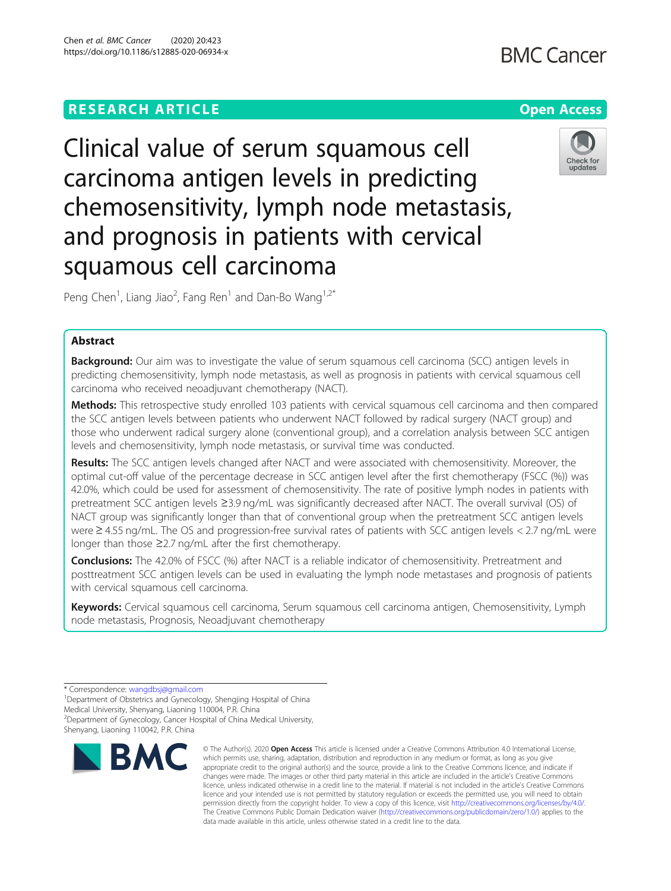RESEARCH ARTICLE

Open Access

# Clinical value of serum squamous cell carcinoma antigen levels in predicting chemosensitivity, lymph node metastasis, and prognosis in patients with cervical squamous cell carcinoma

Peng Chen[1], Liang Jiao[2], Fang Ren[1] and Dan-Bo Wang[1,2*]

## Abstract

**Background:** Our aim was to investigate the value of serum squamous cell carcinoma (SCC) antigen levels in predicting chemosensitivity, lymph node metastasis, as well as prognosis in patients with cervical squamous cell carcinoma who received neoadjuvant chemotherapy (NACT).

**Methods:** This retrospective study enrolled 103 patients with cervical squamous cell carcinoma and then compared the SCC antigen levels between patients who underwent NACT followed by radical surgery (NACT group) and those who underwent radical surgery alone (conventional group), and a correlation analysis between SCC antigen levels and chemosensitivity, lymph node metastasis, or survival time was conducted.

**Results:** The SCC antigen levels changed after NACT and were associated with chemosensitivity. Moreover, the optimal cut-off value of the percentage decrease in SCC antigen level after the first chemotherapy (FSCC (%)) was 42.0%, which could be used for assessment of chemosensitivity. The rate of positive lymph nodes in patients with pretreatment SCC antigen levels ≥3.9 ng/mL was significantly decreased after NACT. The overall survival (OS) of NACT group was significantly longer than that of conventional group when the pretreatment SCC antigen levels were ≥ 4.55 ng/mL. The OS and progression-free survival rates of patients with SCC antigen levels < 2.7 ng/mL were longer than those ≥2.7 ng/mL after the first chemotherapy.

**Conclusions:** The 42.0% of FSCC (%) after NACT is a reliable indicator of chemosensitivity. Pretreatment and posttreatment SCC antigen levels can be used in evaluating the lymph node metastases and prognosis of patients with cervical squamous cell carcinoma.

**Keywords:** Cervical squamous cell carcinoma, Serum squamous cell carcinoma antigen, Chemosensitivity, Lymph node metastasis, Prognosis, Neoadjuvant chemotherapy

* Correspondence: wangdbsj@gmail.com
[1]Department of Obstetrics and Gynecology, Shengjing Hospital of China Medical University, Shenyang, Liaoning 110004, P.R. China
[2]Department of Gynecology, Cancer Hospital of China Medical University, Shenyang, Liaoning 110042, P.R. China

© The Author(s). 2020 **Open Access** This article is licensed under a Creative Commons Attribution 4.0 International License, which permits use, sharing, adaptation, distribution and reproduction in any medium or format, as long as you give appropriate credit to the original author(s) and the source, provide a link to the Creative Commons licence, and indicate if changes were made. The images or other third party material in this article are included in the article's Creative Commons licence, unless indicated otherwise in a credit line to the material. If material is not included in the article's Creative Commons licence and your intended use is not permitted by statutory regulation or exceeds the permitted use, you will need to obtain permission directly from the copyright holder. To view a copy of this licence, visit http://creativecommons.org/licenses/by/4.0/. The Creative Commons Public Domain Dedication waiver (http://creativecommons.org/publicdomain/zero/1.0/) applies to the data made available in this article, unless otherwise stated in a credit line to the data.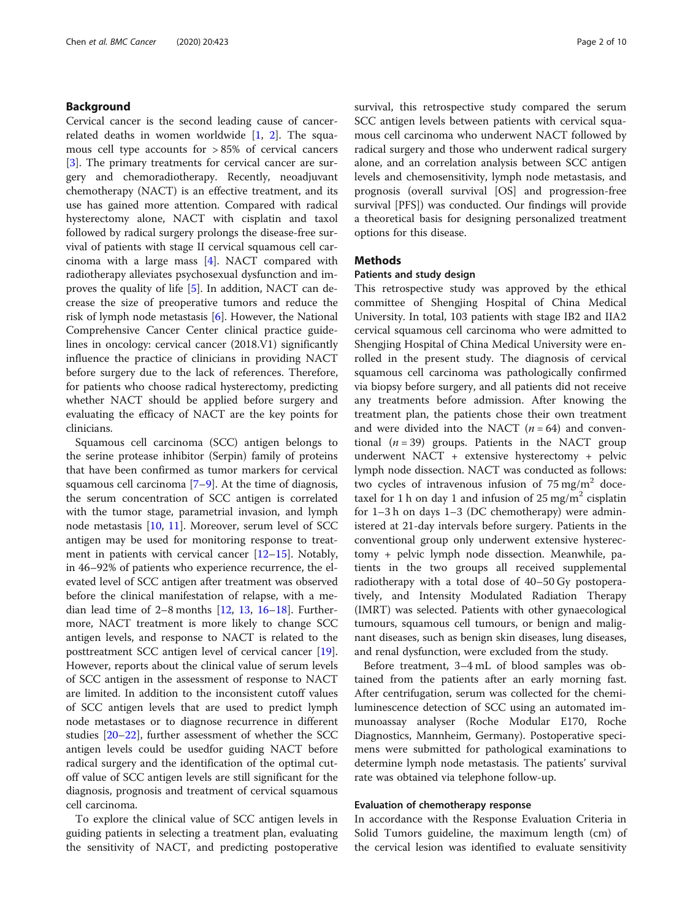## Background

Cervical cancer is the second leading cause of cancer-related deaths in women worldwide [1, 2]. The squamous cell type accounts for > 85% of cervical cancers [3]. The primary treatments for cervical cancer are surgery and chemoradiotherapy. Recently, neoadjuvant chemotherapy (NACT) is an effective treatment, and its use has gained more attention. Compared with radical hysterectomy alone, NACT with cisplatin and taxol followed by radical surgery prolongs the disease-free survival of patients with stage II cervical squamous cell carcinoma with a large mass [4]. NACT compared with radiotherapy alleviates psychosexual dysfunction and improves the quality of life [5]. In addition, NACT can decrease the size of preoperative tumors and reduce the risk of lymph node metastasis [6]. However, the National Comprehensive Cancer Center clinical practice guidelines in oncology: cervical cancer (2018.V1) significantly influence the practice of clinicians in providing NACT before surgery due to the lack of references. Therefore, for patients who choose radical hysterectomy, predicting whether NACT should be applied before surgery and evaluating the efficacy of NACT are the key points for clinicians.

Squamous cell carcinoma (SCC) antigen belongs to the serine protease inhibitor (Serpin) family of proteins that have been confirmed as tumor markers for cervical squamous cell carcinoma [7–9]. At the time of diagnosis, the serum concentration of SCC antigen is correlated with the tumor stage, parametrial invasion, and lymph node metastasis [10, 11]. Moreover, serum level of SCC antigen may be used for monitoring response to treatment in patients with cervical cancer [12–15]. Notably, in 46–92% of patients who experience recurrence, the elevated level of SCC antigen after treatment was observed before the clinical manifestation of relapse, with a median lead time of 2–8 months [12, 13, 16–18]. Furthermore, NACT treatment is more likely to change SCC antigen levels, and response to NACT is related to the posttreatment SCC antigen level of cervical cancer [19]. However, reports about the clinical value of serum levels of SCC antigen in the assessment of response to NACT are limited. In addition to the inconsistent cutoff values of SCC antigen levels that are used to predict lymph node metastases or to diagnose recurrence in different studies [20–22], further assessment of whether the SCC antigen levels could be usedfor guiding NACT before radical surgery and the identification of the optimal cutoff value of SCC antigen levels are still significant for the diagnosis, prognosis and treatment of cervical squamous cell carcinoma.

To explore the clinical value of SCC antigen levels in guiding patients in selecting a treatment plan, evaluating the sensitivity of NACT, and predicting postoperative survival, this retrospective study compared the serum SCC antigen levels between patients with cervical squamous cell carcinoma who underwent NACT followed by radical surgery and those who underwent radical surgery alone, and an correlation analysis between SCC antigen levels and chemosensitivity, lymph node metastasis, and prognosis (overall survival [OS] and progression-free survival [PFS]) was conducted. Our findings will provide a theoretical basis for designing personalized treatment options for this disease.

## Methods

### Patients and study design

This retrospective study was approved by the ethical committee of Shengjing Hospital of China Medical University. In total, 103 patients with stage IB2 and IIA2 cervical squamous cell carcinoma who were admitted to Shengjing Hospital of China Medical University were enrolled in the present study. The diagnosis of cervical squamous cell carcinoma was pathologically confirmed via biopsy before surgery, and all patients did not receive any treatments before admission. After knowing the treatment plan, the patients chose their own treatment and were divided into the NACT ($n = 64$) and conventional ($n = 39$) groups. Patients in the NACT group underwent NACT + extensive hysterectomy + pelvic lymph node dissection. NACT was conducted as follows: two cycles of intravenous infusion of 75 mg/m$^2$ docetaxel for 1 h on day 1 and infusion of 25 mg/m$^2$ cisplatin for 1–3 h on days 1–3 (DC chemotherapy) were administered at 21-day intervals before surgery. Patients in the conventional group only underwent extensive hysterectomy + pelvic lymph node dissection. Meanwhile, patients in the two groups all received supplemental radiotherapy with a total dose of 40–50 Gy postoperatively, and Intensity Modulated Radiation Therapy (IMRT) was selected. Patients with other gynaecological tumours, squamous cell tumours, or benign and malignant diseases, such as benign skin diseases, lung diseases, and renal dysfunction, were excluded from the study.

Before treatment, 3–4 mL of blood samples was obtained from the patients after an early morning fast. After centrifugation, serum was collected for the chemiluminescence detection of SCC using an automated immunoassay analyser (Roche Modular E170, Roche Diagnostics, Mannheim, Germany). Postoperative specimens were submitted for pathological examinations to determine lymph node metastasis. The patients' survival rate was obtained via telephone follow-up.

### Evaluation of chemotherapy response

In accordance with the Response Evaluation Criteria in Solid Tumors guideline, the maximum length (cm) of the cervical lesion was identified to evaluate sensitivity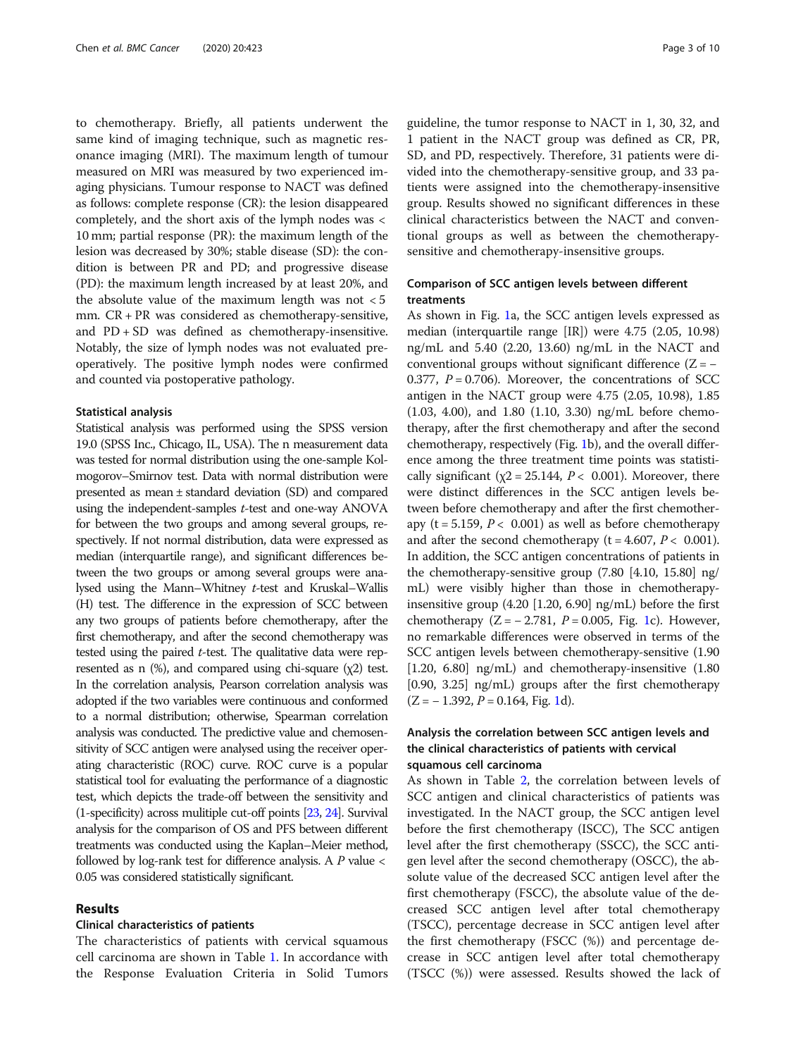to chemotherapy. Briefly, all patients underwent the same kind of imaging technique, such as magnetic resonance imaging (MRI). The maximum length of tumour measured on MRI was measured by two experienced imaging physicians. Tumour response to NACT was defined as follows: complete response (CR): the lesion disappeared completely, and the short axis of the lymph nodes was < 10 mm; partial response (PR): the maximum length of the lesion was decreased by 30%; stable disease (SD): the condition is between PR and PD; and progressive disease (PD): the maximum length increased by at least 20%, and the absolute value of the maximum length was not < 5 mm. CR + PR was considered as chemotherapy-sensitive, and PD + SD was defined as chemotherapy-insensitive. Notably, the size of lymph nodes was not evaluated preoperatively. The positive lymph nodes were confirmed and counted via postoperative pathology.

### Statistical analysis

Statistical analysis was performed using the SPSS version 19.0 (SPSS Inc., Chicago, IL, USA). The n measurement data was tested for normal distribution using the one-sample Kolmogorov–Smirnov test. Data with normal distribution were presented as mean ± standard deviation (SD) and compared using the independent-samples *t*-test and one-way ANOVA for between the two groups and among several groups, respectively. If not normal distribution, data were expressed as median (interquartile range), and significant differences between the two groups or among several groups were analysed using the Mann–Whitney *t*-test and Kruskal–Wallis (H) test. The difference in the expression of SCC between any two groups of patients before chemotherapy, after the first chemotherapy, and after the second chemotherapy was tested using the paired *t*-test. The qualitative data were represented as n (%), and compared using chi-square ($\chi^2$) test. In the correlation analysis, Pearson correlation analysis was adopted if the two variables were continuous and conformed to a normal distribution; otherwise, Spearman correlation analysis was conducted. The predictive value and chemosensitivity of SCC antigen were analysed using the receiver operating characteristic (ROC) curve. ROC curve is a popular statistical tool for evaluating the performance of a diagnostic test, which depicts the trade-off between the sensitivity and (1-specificity) across mulitiple cut-off points [23, 24]. Survival analysis for the comparison of OS and PFS between different treatments was conducted using the Kaplan–Meier method, followed by log-rank test for difference analysis. A $P$ value < 0.05 was considered statistically significant.

## Results

### Clinical characteristics of patients

The characteristics of patients with cervical squamous cell carcinoma are shown in Table 1. In accordance with the Response Evaluation Criteria in Solid Tumors guideline, the tumor response to NACT in 1, 30, 32, and 1 patient in the NACT group was defined as CR, PR, SD, and PD, respectively. Therefore, 31 patients were divided into the chemotherapy-sensitive group, and 33 patients were assigned into the chemotherapy-insensitive group. Results showed no significant differences in these clinical characteristics between the NACT and conventional groups as well as between the chemotherapy-sensitive and chemotherapy-insensitive groups.

### Comparison of SCC antigen levels between different treatments

As shown in Fig. 1a, the SCC antigen levels expressed as median (interquartile range [IR]) were 4.75 (2.05, 10.98) ng/mL and 5.40 (2.20, 13.60) ng/mL in the NACT and conventional groups without significant difference ($Z = -0.377$, $P = 0.706$). Moreover, the concentrations of SCC antigen in the NACT group were 4.75 (2.05, 10.98), 1.85 (1.03, 4.00), and 1.80 (1.10, 3.30) ng/mL before chemotherapy, after the first chemotherapy and after the second chemotherapy, respectively (Fig. 1b), and the overall difference among the three treatment time points was statistically significant ($\chi^2 = 25.144$, $P < 0.001$). Moreover, there were distinct differences in the SCC antigen levels between before chemotherapy and after the first chemotherapy ($t = 5.159$, $P < 0.001$) as well as before chemotherapy and after the second chemotherapy ($t = 4.607$, $P < 0.001$). In addition, the SCC antigen concentrations of patients in the chemotherapy-sensitive group (7.80 [4.10, 15.80] ng/mL) were visibly higher than those in chemotherapy-insensitive group (4.20 [1.20, 6.90] ng/mL) before the first chemotherapy ($Z = -2.781$, $P = 0.005$, Fig. 1c). However, no remarkable differences were observed in terms of the SCC antigen levels between chemotherapy-sensitive (1.90 [1.20, 6.80] ng/mL) and chemotherapy-insensitive (1.80 [0.90, 3.25] ng/mL) groups after the first chemotherapy ($Z = -1.392$, $P = 0.164$, Fig. 1d).

### Analysis the correlation between SCC antigen levels and the clinical characteristics of patients with cervical squamous cell carcinoma

As shown in Table 2, the correlation between levels of SCC antigen and clinical characteristics of patients was investigated. In the NACT group, the SCC antigen level before the first chemotherapy (ISCC), The SCC antigen level after the first chemotherapy (SSCC), the SCC antigen level after the second chemotherapy (OSCC), the absolute value of the decreased SCC antigen level after the first chemotherapy (FSCC), the absolute value of the decreased SCC antigen level after total chemotherapy (TSCC), percentage decrease in SCC antigen level after the first chemotherapy (FSCC (%)) and percentage decrease in SCC antigen level after total chemotherapy (TSCC (%)) were assessed. Results showed the lack of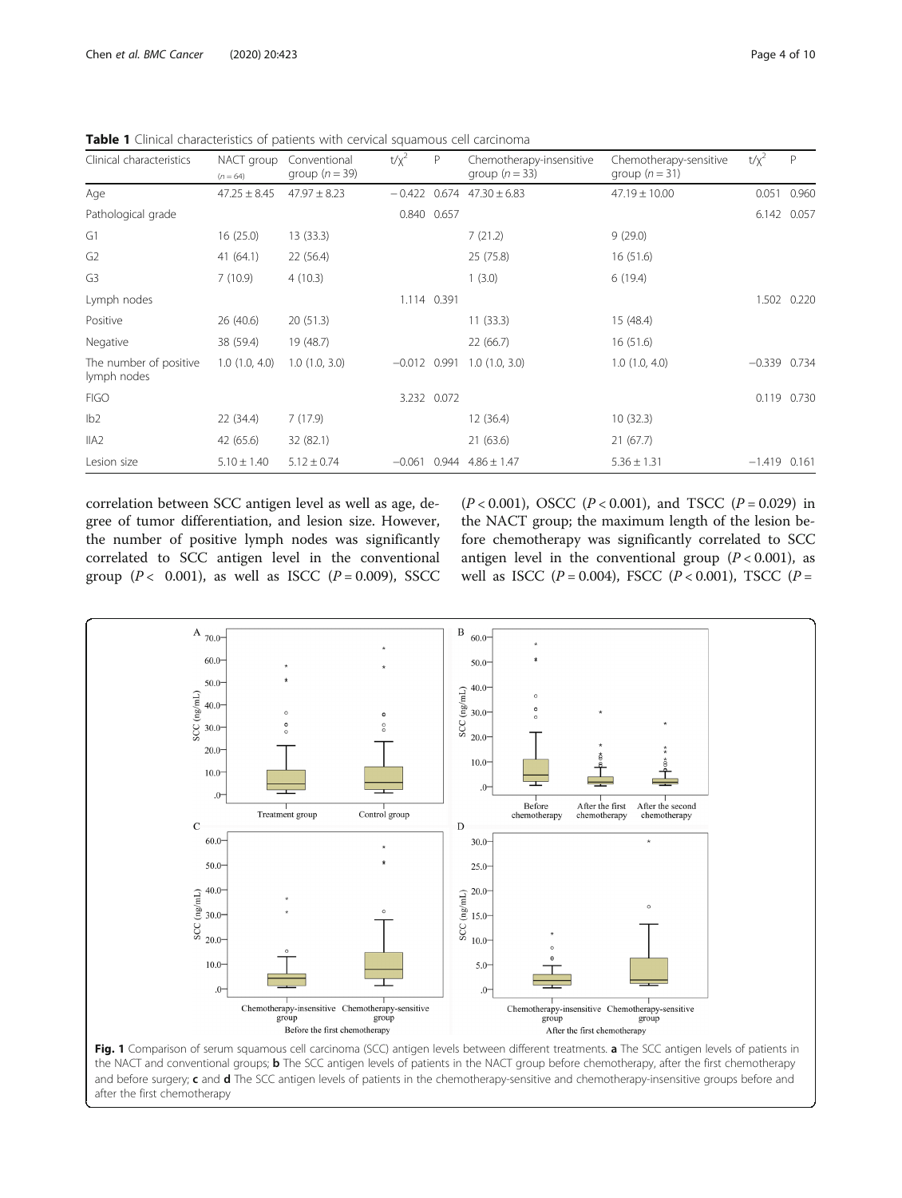**Table 1** Clinical characteristics of patients with cervical squamous cell carcinoma

| Clinical characteristics | NACT group (*n* = 64) | Conventional group (*n* = 39) | $t/\chi^2$ | P | Chemotherapy-insensitive group (*n* = 33) | Chemotherapy-sensitive group (*n* = 31) | $t/\chi^2$ | P |
|---|---|---|---|---|---|---|---|---|
| Age | 47.25 ± 8.45 | 47.97 ± 8.23 | −0.422 | 0.674 | 47.30 ± 6.83 | 47.19 ± 10.00 | 0.051 | 0.960 |
| Pathological grade | | | 0.840 | 0.657 | | | 6.142 | 0.057 |
| G1 | 16 (25.0) | 13 (33.3) | | | 7 (21.2) | 9 (29.0) | | |
| G2 | 41 (64.1) | 22 (56.4) | | | 25 (75.8) | 16 (51.6) | | |
| G3 | 7 (10.9) | 4 (10.3) | | | 1 (3.0) | 6 (19.4) | | |
| Lymph nodes | | | 1.114 | 0.391 | | | 1.502 | 0.220 |
| Positive | 26 (40.6) | 20 (51.3) | | | 11 (33.3) | 15 (48.4) | | |
| Negative | 38 (59.4) | 19 (48.7) | | | 22 (66.7) | 16 (51.6) | | |
| The number of positive lymph nodes | 1.0 (1.0, 4.0) | 1.0 (1.0, 3.0) | −0.012 | 0.991 | 1.0 (1.0, 3.0) | 1.0 (1.0, 4.0) | −0.339 | 0.734 |
| FIGO | | | 3.232 | 0.072 | | | 0.119 | 0.730 |
| Ib2 | 22 (34.4) | 7 (17.9) | | | 12 (36.4) | 10 (32.3) | | |
| IIA2 | 42 (65.6) | 32 (82.1) | | | 21 (63.6) | 21 (67.7) | | |
| Lesion size | 5.10 ± 1.40 | 5.12 ± 0.74 | −0.061 | 0.944 | 4.86 ± 1.47 | 5.36 ± 1.31 | −1.419 | 0.161 |

correlation between SCC antigen level as well as age, degree of tumor differentiation, and lesion size. However, the number of positive lymph nodes was significantly correlated to SCC antigen level in the conventional group ($P < 0.001$), as well as ISCC ($P = 0.009$), SSCC ($P < 0.001$), OSCC ($P < 0.001$), and TSCC ($P = 0.029$) in the NACT group; the maximum length of the lesion before chemotherapy was significantly correlated to SCC antigen level in the conventional group ($P < 0.001$), as well as ISCC ($P = 0.004$), FSCC ($P < 0.001$), TSCC ($P =$

**Fig. 1** Comparison of serum squamous cell carcinoma (SCC) antigen levels between different treatments. **a** The SCC antigen levels of patients in the NACT and conventional groups; **b** The SCC antigen levels of patients in the NACT group before chemotherapy, after the first chemotherapy and before surgery; **c** and **d** The SCC antigen levels of patients in the chemotherapy-sensitive and chemotherapy-insensitive groups before and after the first chemotherapy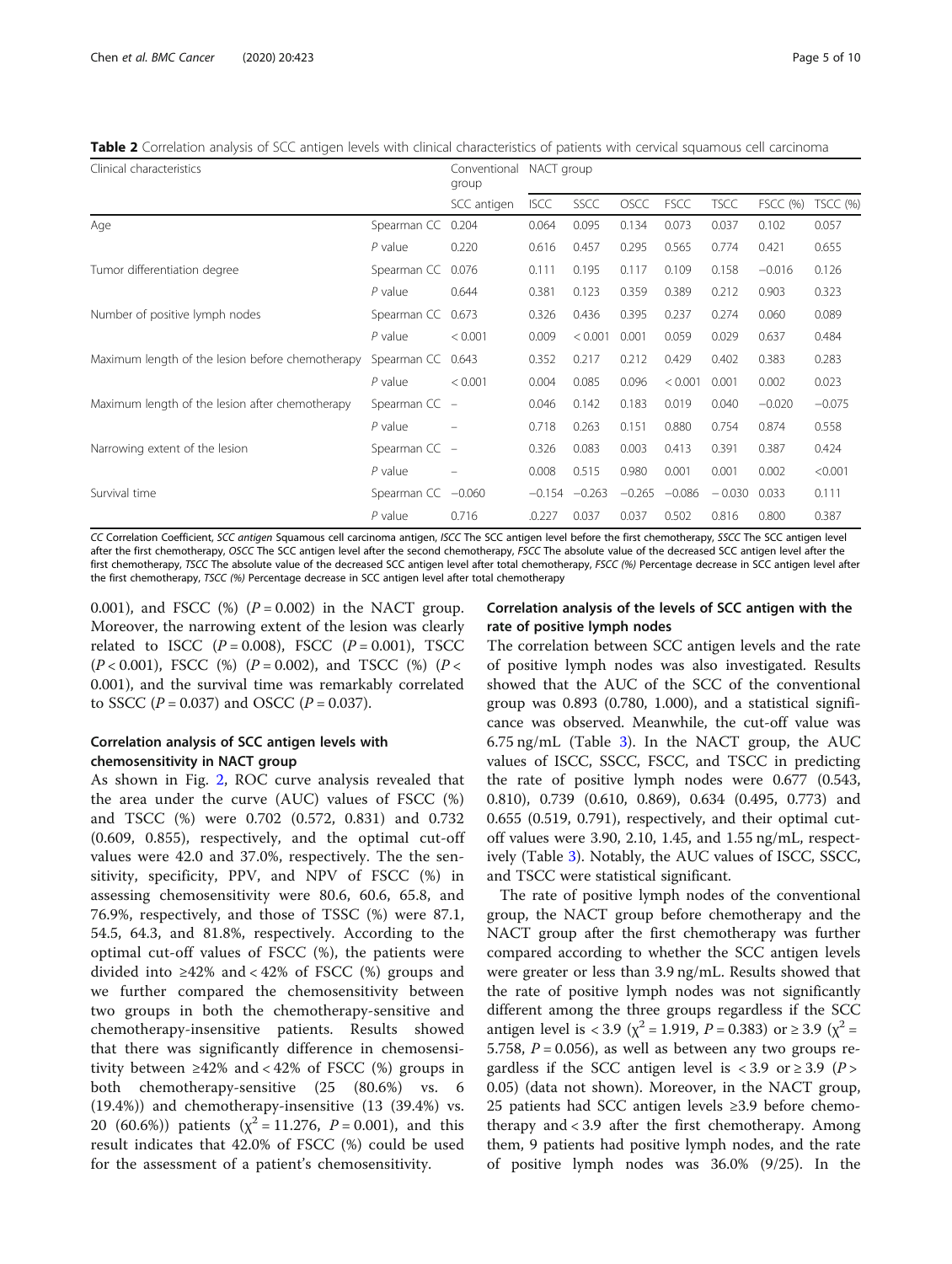**Table 2** Correlation analysis of SCC antigen levels with clinical characteristics of patients with cervical squamous cell carcinoma

| Clinical characteristics | | Conventional group | NACT group | | | | | | |
|---|---|---|---|---|---|---|---|---|---|
| | | SCC antigen | ISCC | SSCC | OSCC | FSCC | TSCC | FSCC (%) | TSCC (%) |
| Age | Spearman CC | 0.204 | 0.064 | 0.095 | 0.134 | 0.073 | 0.037 | 0.102 | 0.057 |
| | *P* value | 0.220 | 0.616 | 0.457 | 0.295 | 0.565 | 0.774 | 0.421 | 0.655 |
| Tumor differentiation degree | Spearman CC | 0.076 | 0.111 | 0.195 | 0.117 | 0.109 | 0.158 | −0.016 | 0.126 |
| | *P* value | 0.644 | 0.381 | 0.123 | 0.359 | 0.389 | 0.212 | 0.903 | 0.323 |
| Number of positive lymph nodes | Spearman CC | 0.673 | 0.326 | 0.436 | 0.395 | 0.237 | 0.274 | 0.060 | 0.089 |
| | *P* value | < 0.001 | 0.009 | < 0.001 | 0.001 | 0.059 | 0.029 | 0.637 | 0.484 |
| Maximum length of the lesion before chemotherapy | Spearman CC | 0.643 | 0.352 | 0.217 | 0.212 | 0.429 | 0.402 | 0.383 | 0.283 |
| | *P* value | < 0.001 | 0.004 | 0.085 | 0.096 | < 0.001 | 0.001 | 0.002 | 0.023 |
| Maximum length of the lesion after chemotherapy | Spearman CC | – | 0.046 | 0.142 | 0.183 | 0.019 | 0.040 | −0.020 | −0.075 |
| | *P* value | – | 0.718 | 0.263 | 0.151 | 0.880 | 0.754 | 0.874 | 0.558 |
| Narrowing extent of the lesion | Spearman CC | – | 0.326 | 0.083 | 0.003 | 0.413 | 0.391 | 0.387 | 0.424 |
| | *P* value | – | 0.008 | 0.515 | 0.980 | 0.001 | 0.001 | 0.002 | <0.001 |
| Survival time | Spearman CC | −0.060 | −0.154 | −0.263 | −0.265 | −0.086 | − 0.030 | 0.033 | 0.111 |
| | *P* value | 0.716 | .0.227 | 0.037 | 0.037 | 0.502 | 0.816 | 0.800 | 0.387 |

*CC* Correlation Coefficient, *SCC antigen* Squamous cell carcinoma antigen, *ISCC* The SCC antigen level before the first chemotherapy, *SSCC* The SCC antigen level after the first chemotherapy, *OSCC* The SCC antigen level after the second chemotherapy, *FSCC* The absolute value of the decreased SCC antigen level after the first chemotherapy, *TSCC* The absolute value of the decreased SCC antigen level after total chemotherapy, *FSCC (%)* Percentage decrease in SCC antigen level after the first chemotherapy, *TSCC (%)* Percentage decrease in SCC antigen level after total chemotherapy

0.001), and FSCC (%) ($P = 0.002$) in the NACT group. Moreover, the narrowing extent of the lesion was clearly related to ISCC ($P = 0.008$), FSCC ($P = 0.001$), TSCC ($P < 0.001$), FSCC (%) ($P = 0.002$), and TSCC (%) ($P < 0.001$), and the survival time was remarkably correlated to SSCC ($P = 0.037$) and OSCC ($P = 0.037$).

## Correlation analysis of SCC antigen levels with chemosensitivity in NACT group

As shown in Fig. 2, ROC curve analysis revealed that the area under the curve (AUC) values of FSCC (%) and TSCC (%) were 0.702 (0.572, 0.831) and 0.732 (0.609, 0.855), respectively, and the optimal cut-off values were 42.0 and 37.0%, respectively. The the sensitivity, specificity, PPV, and NPV of FSCC (%) in assessing chemosensitivity were 80.6, 60.6, 65.8, and 76.9%, respectively, and those of TSSC (%) were 87.1, 54.5, 64.3, and 81.8%, respectively. According to the optimal cut-off values of FSCC (%), the patients were divided into ≥42% and < 42% of FSCC (%) groups and we further compared the chemosensitivity between two groups in both the chemotherapy-sensitive and chemotherapy-insensitive patients. Results showed that there was significantly difference in chemosensitivity between ≥42% and < 42% of FSCC (%) groups in both chemotherapy-sensitive (25 (80.6%) vs. 6 (19.4%)) and chemotherapy-insensitive (13 (39.4%) vs. 20 (60.6%)) patients ($\chi^2 = 11.276$, $P = 0.001$), and this result indicates that 42.0% of FSCC (%) could be used for the assessment of a patient's chemosensitivity.

## Correlation analysis of the levels of SCC antigen with the rate of positive lymph nodes

The correlation between SCC antigen levels and the rate of positive lymph nodes was also investigated. Results showed that the AUC of the SCC of the conventional group was 0.893 (0.780, 1.000), and a statistical significance was observed. Meanwhile, the cut-off value was 6.75 ng/mL (Table 3). In the NACT group, the AUC values of ISCC, SSCC, FSCC, and TSCC in predicting the rate of positive lymph nodes were 0.677 (0.543, 0.810), 0.739 (0.610, 0.869), 0.634 (0.495, 0.773) and 0.655 (0.519, 0.791), respectively, and their optimal cut-off values were 3.90, 2.10, 1.45, and 1.55 ng/mL, respectively (Table 3). Notably, the AUC values of ISCC, SSCC, and TSCC were statistical significant.

The rate of positive lymph nodes of the conventional group, the NACT group before chemotherapy and the NACT group after the first chemotherapy was further compared according to whether the SCC antigen levels were greater or less than 3.9 ng/mL. Results showed that the rate of positive lymph nodes was not significantly different among the three groups regardless if the SCC antigen level is < 3.9 ($\chi^2 = 1.919$, $P = 0.383$) or ≥ 3.9 ($\chi^2 = 5.758$, $P = 0.056$), as well as between any two groups regardless if the SCC antigen level is < 3.9 or ≥ 3.9 ($P > 0.05$) (data not shown). Moreover, in the NACT group, 25 patients had SCC antigen levels ≥3.9 before chemotherapy and < 3.9 after the first chemotherapy. Among them, 9 patients had positive lymph nodes, and the rate of positive lymph nodes was 36.0% (9/25). In the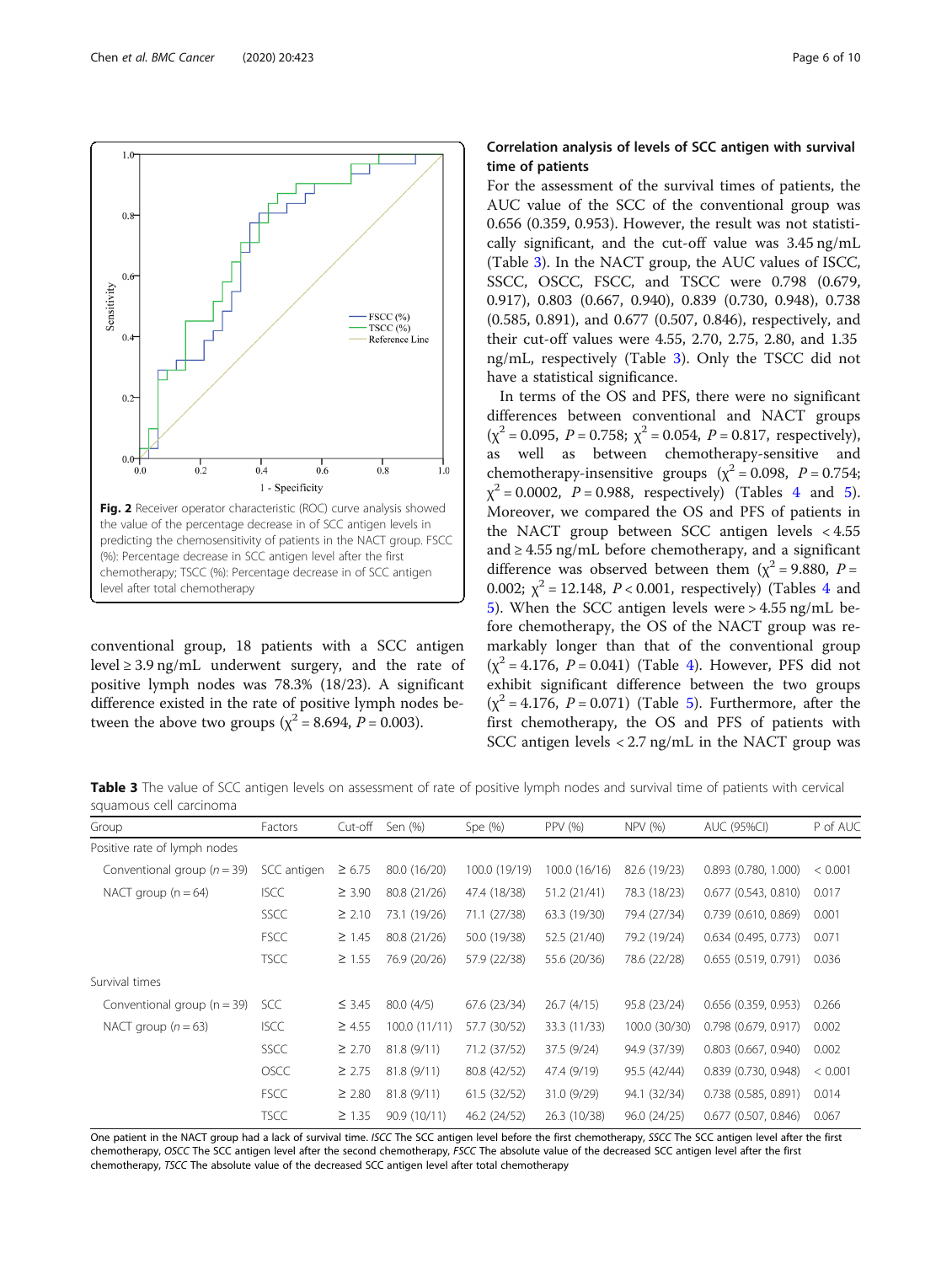Fig. 2 Receiver operator characteristic (ROC) curve analysis showed the value of the percentage decrease in of SCC antigen levels in predicting the chemosensitivity of patients in the NACT group. FSCC (%): Percentage decrease in SCC antigen level after the first chemotherapy; TSCC (%): Percentage decrease in of SCC antigen level after total chemotherapy

conventional group, 18 patients with a SCC antigen level ≥ 3.9 ng/mL underwent surgery, and the rate of positive lymph nodes was 78.3% (18/23). A significant difference existed in the rate of positive lymph nodes between the above two groups ($\chi^2 = 8.694$, $P = 0.003$).

### Correlation analysis of levels of SCC antigen with survival time of patients

For the assessment of the survival times of patients, the AUC value of the SCC of the conventional group was 0.656 (0.359, 0.953). However, the result was not statistically significant, and the cut-off value was 3.45 ng/mL (Table 3). In the NACT group, the AUC values of ISCC, SSCC, OSCC, FSCC, and TSCC were 0.798 (0.679, 0.917), 0.803 (0.667, 0.940), 0.839 (0.730, 0.948), 0.738 (0.585, 0.891), and 0.677 (0.507, 0.846), respectively, and their cut-off values were 4.55, 2.70, 2.75, 2.80, and 1.35 ng/mL, respectively (Table 3). Only the TSCC did not have a statistical significance.

In terms of the OS and PFS, there were no significant differences between conventional and NACT groups ($\chi^2 = 0.095$, $P = 0.758$; $\chi^2 = 0.054$, $P = 0.817$, respectively), as well as between chemotherapy-sensitive and chemotherapy-insensitive groups ($\chi^2 = 0.098$, $P = 0.754$; $\chi^2 = 0.0002$, $P = 0.988$, respectively) (Tables 4 and 5). Moreover, we compared the OS and PFS of patients in the NACT group between SCC antigen levels < 4.55 and ≥ 4.55 ng/mL before chemotherapy, and a significant difference was observed between them ($\chi^2 = 9.880$, $P = 0.002$; $\chi^2 = 12.148$, $P < 0.001$, respectively) (Tables 4 and 5). When the SCC antigen levels were > 4.55 ng/mL before chemotherapy, the OS of the NACT group was remarkably longer than that of the conventional group ($\chi^2 = 4.176$, $P = 0.041$) (Table 4). However, PFS did not exhibit significant difference between the two groups ($\chi^2 = 4.176$, $P = 0.071$) (Table 5). Furthermore, after the first chemotherapy, the OS and PFS of patients with SCC antigen levels < 2.7 ng/mL in the NACT group was

**Table 3** The value of SCC antigen levels on assessment of rate of positive lymph nodes and survival time of patients with cervical squamous cell carcinoma

| Group | Factors | Cut-off | Sen (%) | Spe (%) | PPV (%) | NPV (%) | AUC (95%CI) | P of AUC |
|---|---|---|---|---|---|---|---|---|
| Positive rate of lymph nodes | | | | | | | | |
| Conventional group (n = 39) | SCC antigen | ≥ 6.75 | 80.0 (16/20) | 100.0 (19/19) | 100.0 (16/16) | 82.6 (19/23) | 0.893 (0.780, 1.000) | < 0.001 |
| NACT group (n = 64) | ISCC | ≥ 3.90 | 80.8 (21/26) | 47.4 (18/38) | 51.2 (21/41) | 78.3 (18/23) | 0.677 (0.543, 0.810) | 0.017 |
| | SSCC | ≥ 2.10 | 73.1 (19/26) | 71.1 (27/38) | 63.3 (19/30) | 79.4 (27/34) | 0.739 (0.610, 0.869) | 0.001 |
| | FSCC | ≥ 1.45 | 80.8 (21/26) | 50.0 (19/38) | 52.5 (21/40) | 79.2 (19/24) | 0.634 (0.495, 0.773) | 0.071 |
| | TSCC | ≥ 1.55 | 76.9 (20/26) | 57.9 (22/38) | 55.6 (20/36) | 78.6 (22/28) | 0.655 (0.519, 0.791) | 0.036 |
| Survival times | | | | | | | | |
| Conventional group (n = 39) | SCC | ≤ 3.45 | 80.0 (4/5) | 67.6 (23/34) | 26.7 (4/15) | 95.8 (23/24) | 0.656 (0.359, 0.953) | 0.266 |
| NACT group (n = 63) | ISCC | ≥ 4.55 | 100.0 (11/11) | 57.7 (30/52) | 33.3 (11/33) | 100.0 (30/30) | 0.798 (0.679, 0.917) | 0.002 |
| | SSCC | ≥ 2.70 | 81.8 (9/11) | 71.2 (37/52) | 37.5 (9/24) | 94.9 (37/39) | 0.803 (0.667, 0.940) | 0.002 |
| | OSCC | ≥ 2.75 | 81.8 (9/11) | 80.8 (42/52) | 47.4 (9/19) | 95.5 (42/44) | 0.839 (0.730, 0.948) | < 0.001 |
| | FSCC | ≥ 2.80 | 81.8 (9/11) | 61.5 (32/52) | 31.0 (9/29) | 94.1 (32/34) | 0.738 (0.585, 0.891) | 0.014 |
| | TSCC | ≥ 1.35 | 90.9 (10/11) | 46.2 (24/52) | 26.3 (10/38) | 96.0 (24/25) | 0.677 (0.507, 0.846) | 0.067 |

One patient in the NACT group had a lack of survival time. *ISCC* The SCC antigen level before the first chemotherapy, *SSCC* The SCC antigen level after the first chemotherapy, *OSCC* The SCC antigen level after the second chemotherapy, *FSCC* The absolute value of the decreased SCC antigen level after the first chemotherapy, *TSCC* The absolute value of the decreased SCC antigen level after total chemotherapy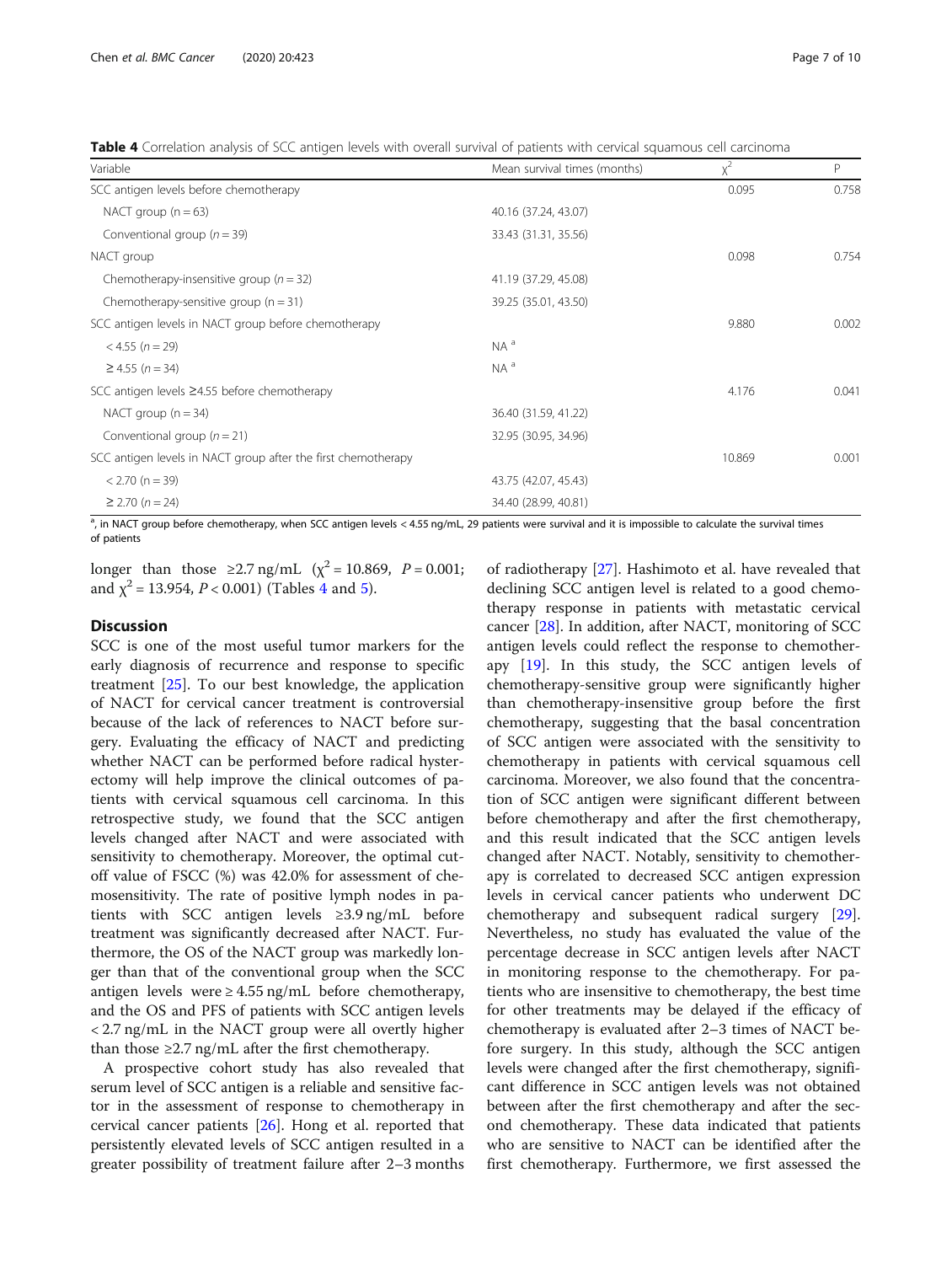**Table 4** Correlation analysis of SCC antigen levels with overall survival of patients with cervical squamous cell carcinoma

| Variable | Mean survival times (months) | $\chi^2$ | P |
|---|---|---|---|
| SCC antigen levels before chemotherapy | | 0.095 | 0.758 |
| NACT group (n = 63) | 40.16 (37.24, 43.07) | | |
| Conventional group (n = 39) | 33.43 (31.31, 35.56) | | |
| NACT group | | 0.098 | 0.754 |
| Chemotherapy-insensitive group (n = 32) | 41.19 (37.29, 45.08) | | |
| Chemotherapy-sensitive group (n = 31) | 39.25 (35.01, 43.50) | | |
| SCC antigen levels in NACT group before chemotherapy | | 9.880 | 0.002 |
| < 4.55 (n = 29) | NA [a] | | |
| ≥ 4.55 (n = 34) | NA [a] | | |
| SCC antigen levels ≥4.55 before chemotherapy | | 4.176 | 0.041 |
| NACT group (n = 34) | 36.40 (31.59, 41.22) | | |
| Conventional group (n = 21) | 32.95 (30.95, 34.96) | | |
| SCC antigen levels in NACT group after the first chemotherapy | | 10.869 | 0.001 |
| < 2.70 (n = 39) | 43.75 (42.07, 45.43) | | |
| ≥ 2.70 (n = 24) | 34.40 (28.99, 40.81) | | |

[a], in NACT group before chemotherapy, when SCC antigen levels < 4.55 ng/mL, 29 patients were survival and it is impossible to calculate the survival times of patients

longer than those ≥2.7 ng/mL ($\chi^2 = 10.869$, $P = 0.001$; and $\chi^2 = 13.954$, $P < 0.001$) (Tables 4 and 5).

## Discussion

SCC is one of the most useful tumor markers for the early diagnosis of recurrence and response to specific treatment [25]. To our best knowledge, the application of NACT for cervical cancer treatment is controversial because of the lack of references to NACT before surgery. Evaluating the efficacy of NACT and predicting whether NACT can be performed before radical hysterectomy will help improve the clinical outcomes of patients with cervical squamous cell carcinoma. In this retrospective study, we found that the SCC antigen levels changed after NACT and were associated with sensitivity to chemotherapy. Moreover, the optimal cut-off value of FSCC (%) was 42.0% for assessment of chemosensitivity. The rate of positive lymph nodes in patients with SCC antigen levels ≥3.9 ng/mL before treatment was significantly decreased after NACT. Furthermore, the OS of the NACT group was markedly longer than that of the conventional group when the SCC antigen levels were ≥ 4.55 ng/mL before chemotherapy, and the OS and PFS of patients with SCC antigen levels < 2.7 ng/mL in the NACT group were all overtly higher than those ≥2.7 ng/mL after the first chemotherapy.

A prospective cohort study has also revealed that serum level of SCC antigen is a reliable and sensitive factor in the assessment of response to chemotherapy in cervical cancer patients [26]. Hong et al. reported that persistently elevated levels of SCC antigen resulted in a greater possibility of treatment failure after 2–3 months of radiotherapy [27]. Hashimoto et al. have revealed that declining SCC antigen level is related to a good chemotherapy response in patients with metastatic cervical cancer [28]. In addition, after NACT, monitoring of SCC antigen levels could reflect the response to chemotherapy [19]. In this study, the SCC antigen levels of chemotherapy-sensitive group were significantly higher than chemotherapy-insensitive group before the first chemotherapy, suggesting that the basal concentration of SCC antigen were associated with the sensitivity to chemotherapy in patients with cervical squamous cell carcinoma. Moreover, we also found that the concentration of SCC antigen were significant different between before chemotherapy and after the first chemotherapy, and this result indicated that the SCC antigen levels changed after NACT. Notably, sensitivity to chemotherapy is correlated to decreased SCC antigen expression levels in cervical cancer patients who underwent DC chemotherapy and subsequent radical surgery [29]. Nevertheless, no study has evaluated the value of the percentage decrease in SCC antigen levels after NACT in monitoring response to the chemotherapy. For patients who are insensitive to chemotherapy, the best time for other treatments may be delayed if the efficacy of chemotherapy is evaluated after 2–3 times of NACT before surgery. In this study, although the SCC antigen levels were changed after the first chemotherapy, significant difference in SCC antigen levels was not obtained between after the first chemotherapy and after the second chemotherapy. These data indicated that patients who are sensitive to NACT can be identified after the first chemotherapy. Furthermore, we first assessed the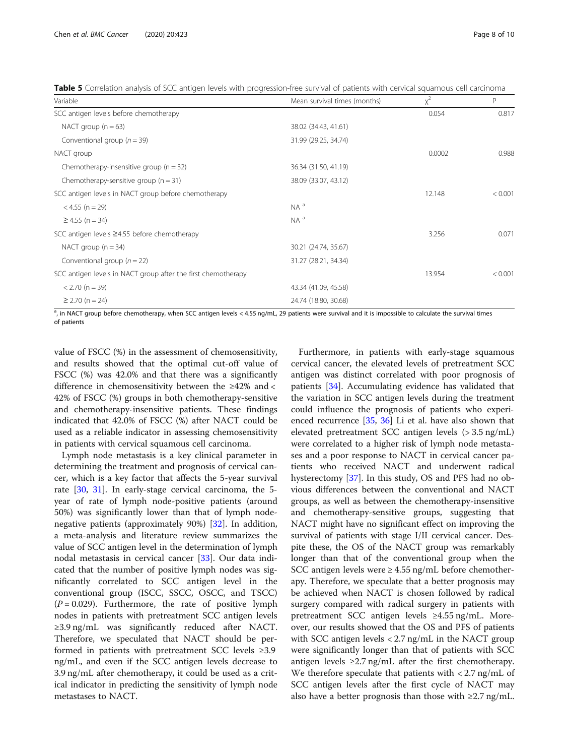**Table 5** Correlation analysis of SCC antigen levels with progression-free survival of patients with cervical squamous cell carcinoma

| Variable | Mean survival times (months) | $\chi^2$ | P |
|---|---|---|---|
| SCC antigen levels before chemotherapy | | 0.054 | 0.817 |
| NACT group (n = 63) | 38.02 (34.43, 41.61) | | |
| Conventional group (n = 39) | 31.99 (29.25, 34.74) | | |
| NACT group | | 0.0002 | 0.988 |
| Chemotherapy-insensitive group (n = 32) | 36.34 (31.50, 41.19) | | |
| Chemotherapy-sensitive group (n = 31) | 38.09 (33.07, 43.12) | | |
| SCC antigen levels in NACT group before chemotherapy | | 12.148 | < 0.001 |
| < 4.55 (n = 29) | NA [a] | | |
| ≥ 4.55 (n = 34) | NA [a] | | |
| SCC antigen levels ≥4.55 before chemotherapy | | 3.256 | 0.071 |
| NACT group (n = 34) | 30.21 (24.74, 35.67) | | |
| Conventional group (n = 22) | 31.27 (28.21, 34.34) | | |
| SCC antigen levels in NACT group after the first chemotherapy | | 13.954 | < 0.001 |
| < 2.70 (n = 39) | 43.34 (41.09, 45.58) | | |
| ≥ 2.70 (n = 24) | 24.74 (18.80, 30.68) | | |

[a], in NACT group before chemotherapy, when SCC antigen levels < 4.55 ng/mL, 29 patients were survival and it is impossible to calculate the survival times of patients

value of FSCC (%) in the assessment of chemosensitivity, and results showed that the optimal cut-off value of FSCC (%) was 42.0% and that there was a significantly difference in chemosensitivity between the ≥42% and < 42% of FSCC (%) groups in both chemotherapy-sensitive and chemotherapy-insensitive patients. These findings indicated that 42.0% of FSCC (%) after NACT could be used as a reliable indicator in assessing chemosensitivity in patients with cervical squamous cell carcinoma.

Lymph node metastasis is a key clinical parameter in determining the treatment and prognosis of cervical cancer, which is a key factor that affects the 5-year survival rate [30, 31]. In early-stage cervical carcinoma, the 5-year of rate of lymph node-positive patients (around 50%) was significantly lower than that of lymph node-negative patients (approximately 90%) [32]. In addition, a meta-analysis and literature review summarizes the value of SCC antigen level in the determination of lymph nodal metastasis in cervical cancer [33]. Our data indicated that the number of positive lymph nodes was significantly correlated to SCC antigen level in the conventional group (ISCC, SSCC, OSCC, and TSCC) ($P = 0.029$). Furthermore, the rate of positive lymph nodes in patients with pretreatment SCC antigen levels ≥3.9 ng/mL was significantly reduced after NACT. Therefore, we speculated that NACT should be performed in patients with pretreatment SCC levels ≥3.9 ng/mL, and even if the SCC antigen levels decrease to 3.9 ng/mL after chemotherapy, it could be used as a critical indicator in predicting the sensitivity of lymph node metastases to NACT.

Furthermore, in patients with early-stage squamous cervical cancer, the elevated levels of pretreatment SCC antigen was distinct correlated with poor prognosis of patients [34]. Accumulating evidence has validated that the variation in SCC antigen levels during the treatment could influence the prognosis of patients who experienced recurrence [35, 36] Li et al. have also shown that elevated pretreatment SCC antigen levels (> 3.5 ng/mL) were correlated to a higher risk of lymph node metastases and a poor response to NACT in cervical cancer patients who received NACT and underwent radical hysterectomy [37]. In this study, OS and PFS had no obvious differences between the conventional and NACT groups, as well as between the chemotherapy-insensitive and chemotherapy-sensitive groups, suggesting that NACT might have no significant effect on improving the survival of patients with stage I/II cervical cancer. Despite these, the OS of the NACT group was remarkably longer than that of the conventional group when the SCC antigen levels were ≥ 4.55 ng/mL before chemotherapy. Therefore, we speculate that a better prognosis may be achieved when NACT is chosen followed by radical surgery compared with radical surgery in patients with pretreatment SCC antigen levels ≥4.55 ng/mL. Moreover, our results showed that the OS and PFS of patients with SCC antigen levels < 2.7 ng/mL in the NACT group were significantly longer than that of patients with SCC antigen levels ≥2.7 ng/mL after the first chemotherapy. We therefore speculate that patients with < 2.7 ng/mL of SCC antigen levels after the first cycle of NACT may also have a better prognosis than those with ≥2.7 ng/mL.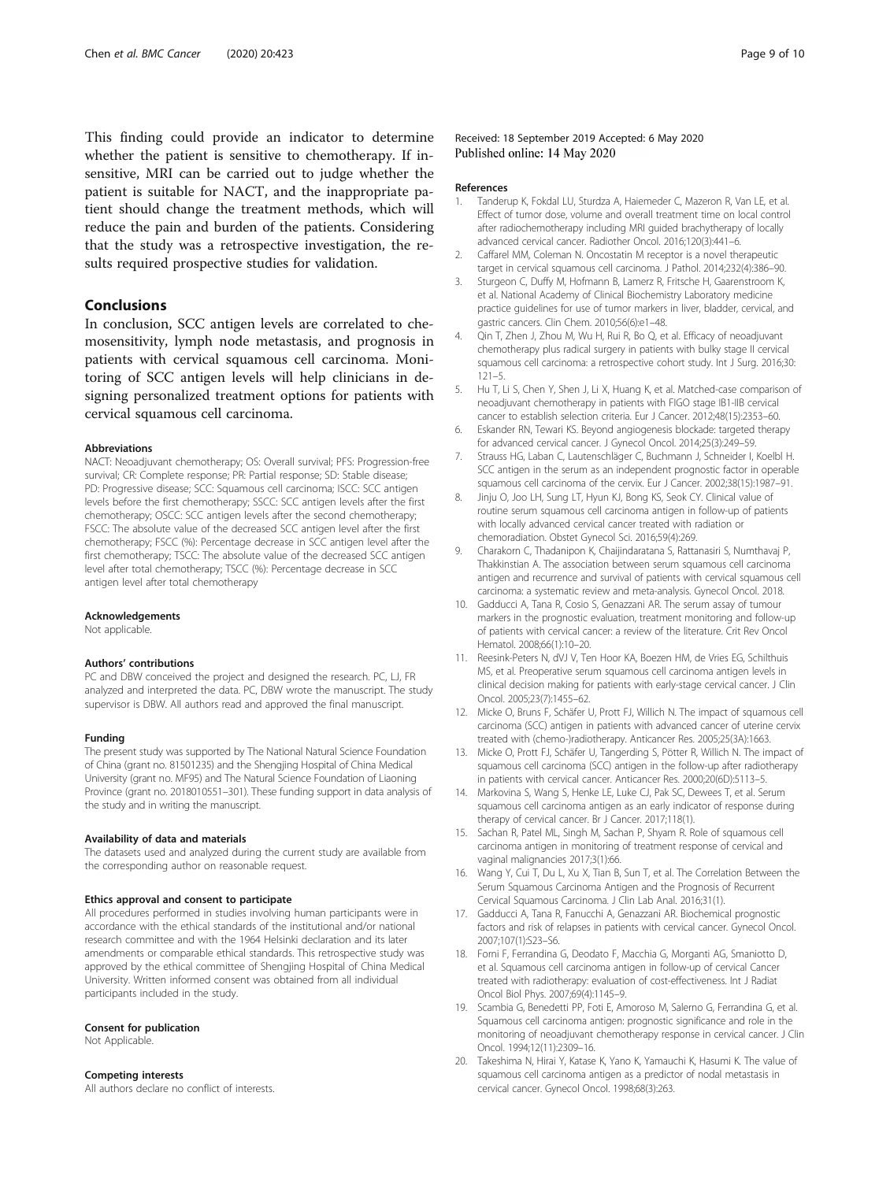This finding could provide an indicator to determine whether the patient is sensitive to chemotherapy. If insensitive, MRI can be carried out to judge whether the patient is suitable for NACT, and the inappropriate patient should change the treatment methods, which will reduce the pain and burden of the patients. Considering that the study was a retrospective investigation, the results required prospective studies for validation.

## Conclusions

In conclusion, SCC antigen levels are correlated to chemosensitivity, lymph node metastasis, and prognosis in patients with cervical squamous cell carcinoma. Monitoring of SCC antigen levels will help clinicians in designing personalized treatment options for patients with cervical squamous cell carcinoma.

#### Abbreviations

NACT: Neoadjuvant chemotherapy; OS: Overall survival; PFS: Progression-free survival; CR: Complete response; PR: Partial response; SD: Stable disease; PD: Progressive disease; SCC: Squamous cell carcinoma; ISCC: SCC antigen levels before the first chemotherapy; SSCC: SCC antigen levels after the first chemotherapy; OSCC: SCC antigen levels after the second chemotherapy; FSCC: The absolute value of the decreased SCC antigen level after the first chemotherapy; FSCC (%): Percentage decrease in SCC antigen level after the first chemotherapy; TSCC: The absolute value of the decreased SCC antigen level after total chemotherapy; TSCC (%): Percentage decrease in SCC antigen level after total chemotherapy

#### Acknowledgements

Not applicable.

#### Authors' contributions

PC and DBW conceived the project and designed the research. PC, LJ, FR analyzed and interpreted the data. PC, DBW wrote the manuscript. The study supervisor is DBW. All authors read and approved the final manuscript.

#### Funding

The present study was supported by The National Natural Science Foundation of China (grant no. 81501235) and the Shengjing Hospital of China Medical University (grant no. MF95) and The Natural Science Foundation of Liaoning Province (grant no. 2018010551–301). These funding support in data analysis of the study and in writing the manuscript.

#### Availability of data and materials

The datasets used and analyzed during the current study are available from the corresponding author on reasonable request.

#### Ethics approval and consent to participate

All procedures performed in studies involving human participants were in accordance with the ethical standards of the institutional and/or national research committee and with the 1964 Helsinki declaration and its later amendments or comparable ethical standards. This retrospective study was approved by the ethical committee of Shengjing Hospital of China Medical University. Written informed consent was obtained from all individual participants included in the study.

#### Consent for publication

Not Applicable.

#### Competing interests

All authors declare no conflict of interests.

Received: 18 September 2019 Accepted: 6 May 2020
Published online: 14 May 2020

#### References

1. Tanderup K, Fokdal LU, Sturdza A, Haiemeder C, Mazeron R, Van LE, et al. Effect of tumor dose, volume and overall treatment time on local control after radiochemotherapy including MRI guided brachytherapy of locally advanced cervical cancer. Radiother Oncol. 2016;120(3):441–6.
2. Caffarel MM, Coleman N. Oncostatin M receptor is a novel therapeutic target in cervical squamous cell carcinoma. J Pathol. 2014;232(4):386–90.
3. Sturgeon C, Duffy M, Hofmann B, Lamerz R, Fritsche H, Gaarenstroom K, et al. National Academy of Clinical Biochemistry Laboratory medicine practice guidelines for use of tumor markers in liver, bladder, cervical, and gastric cancers. Clin Chem. 2010;56(6):e1–48.
4. Qin T, Zhen J, Zhou M, Wu H, Rui R, Bo Q, et al. Efficacy of neoadjuvant chemotherapy plus radical surgery in patients with bulky stage II cervical squamous cell carcinoma: a retrospective cohort study. Int J Surg. 2016;30:121–5.
5. Hu T, Li S, Chen Y, Shen J, Li X, Huang K, et al. Matched-case comparison of neoadjuvant chemotherapy in patients with FIGO stage IB1-IIB cervical cancer to establish selection criteria. Eur J Cancer. 2012;48(15):2353–60.
6. Eskander RN, Tewari KS. Beyond angiogenesis blockade: targeted therapy for advanced cervical cancer. J Gynecol Oncol. 2014;25(3):249–59.
7. Strauss HG, Laban C, Lautenschläger C, Buchmann J, Schneider I, Koelbl H. SCC antigen in the serum as an independent prognostic factor in operable squamous cell carcinoma of the cervix. Eur J Cancer. 2002;38(15):1987–91.
8. Jinju O, Joo LH, Sung LT, Hyun KJ, Bong KS, Seok CY. Clinical value of routine serum squamous cell carcinoma antigen in follow-up of patients with locally advanced cervical cancer treated with radiation or chemoradiation. Obstet Gynecol Sci. 2016;59(4):269.
9. Charakorn C, Thadanipon K, Chaijindaratana S, Rattanasiri S, Numthavaj P, Thakkinstian A. The association between serum squamous cell carcinoma antigen and recurrence and survival of patients with cervical squamous cell carcinoma: a systematic review and meta-analysis. Gynecol Oncol. 2018.
10. Gadducci A, Tana R, Cosio S, Genazzani AR. The serum assay of tumour markers in the prognostic evaluation, treatment monitoring and follow-up of patients with cervical cancer: a review of the literature. Crit Rev Oncol Hematol. 2008;66(1):10–20.
11. Reesink-Peters N, dVJ V, Ten Hoor KA, Boezen HM, de Vries EG, Schilthuis MS, et al. Preoperative serum squamous cell carcinoma antigen levels in clinical decision making for patients with early-stage cervical cancer. J Clin Oncol. 2005;23(7):1455–62.
12. Micke O, Bruns F, Schäfer U, Prott FJ, Willich N. The impact of squamous cell carcinoma (SCC) antigen in patients with advanced cancer of uterine cervix treated with (chemo-)radiotherapy. Anticancer Res. 2005;25(3A):1663.
13. Micke O, Prott FJ, Schäfer U, Tangerding S, Pötter R, Willich N. The impact of squamous cell carcinoma (SCC) antigen in the follow-up after radiotherapy in patients with cervical cancer. Anticancer Res. 2000;20(6D):5113–5.
14. Markovina S, Wang S, Henke LE, Luke CJ, Pak SC, Dewees T, et al. Serum squamous cell carcinoma antigen as an early indicator of response during therapy of cervical cancer. Br J Cancer. 2017;118(1).
15. Sachan R, Patel ML, Singh M, Sachan P, Shyam R. Role of squamous cell carcinoma antigen in monitoring of treatment response of cervical and vaginal malignancies 2017;3(1):66.
16. Wang Y, Cui T, Du L, Xu X, Tian B, Sun T, et al. The Correlation Between the Serum Squamous Carcinoma Antigen and the Prognosis of Recurrent Cervical Squamous Carcinoma. J Clin Lab Anal. 2016;31(1).
17. Gadducci A, Tana R, Fanucchi A, Genazzani AR. Biochemical prognostic factors and risk of relapses in patients with cervical cancer. Gynecol Oncol. 2007;107(1):S23–S6.
18. Forni F, Ferrandina G, Deodato F, Macchia G, Morganti AG, Smaniotto D, et al. Squamous cell carcinoma antigen in follow-up of cervical Cancer treated with radiotherapy: evaluation of cost-effectiveness. Int J Radiat Oncol Biol Phys. 2007;69(4):1145–9.
19. Scambia G, Benedetti PP, Foti E, Amoroso M, Salerno G, Ferrandina G, et al. Squamous cell carcinoma antigen: prognostic significance and role in the monitoring of neoadjuvant chemotherapy response in cervical cancer. J Clin Oncol. 1994;12(11):2309–16.
20. Takeshima N, Hirai Y, Katase K, Yano K, Yamauchi K, Hasumi K. The value of squamous cell carcinoma antigen as a predictor of nodal metastasis in cervical cancer. Gynecol Oncol. 1998;68(3):263.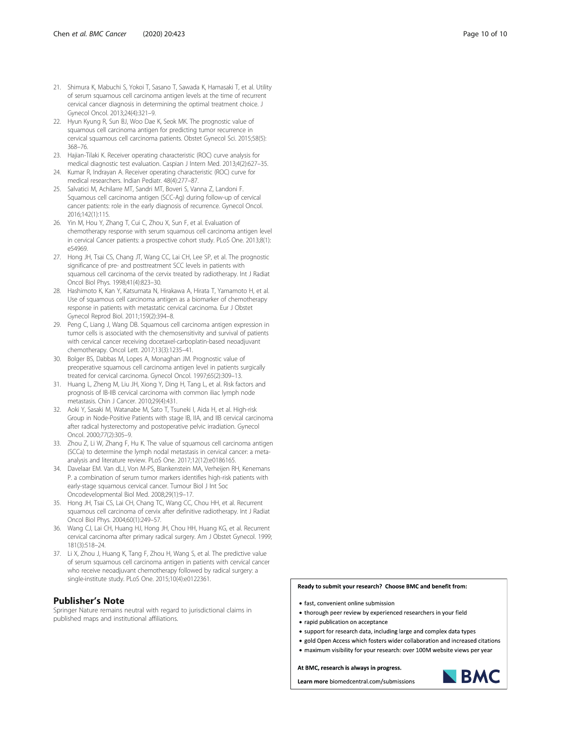21. Shimura K, Mabuchi S, Yokoi T, Sasano T, Sawada K, Hamasaki T, et al. Utility of serum squamous cell carcinoma antigen levels at the time of recurrent cervical cancer diagnosis in determining the optimal treatment choice. J Gynecol Oncol. 2013;24(4):321–9.
22. Hyun Kyung R, Sun BJ, Woo Dae K, Seok MK. The prognostic value of squamous cell carcinoma antigen for predicting tumor recurrence in cervical squamous cell carcinoma patients. Obstet Gynecol Sci. 2015;58(5): 368–76.
23. Hajian-Tilaki K. Receiver operating characteristic (ROC) curve analysis for medical diagnostic test evaluation. Caspian J Intern Med. 2013;4(2):627–35.
24. Kumar R, Indrayan A. Receiver operating characteristic (ROC) curve for medical researchers. Indian Pediatr. 48(4):277–87.
25. Salvatici M, Achilarre MT, Sandri MT, Boveri S, Vanna Z, Landoni F. Squamous cell carcinoma antigen (SCC-Ag) during follow-up of cervical cancer patients: role in the early diagnosis of recurrence. Gynecol Oncol. 2016;142(1):115.
26. Yin M, Hou Y, Zhang T, Cui C, Zhou X, Sun F, et al. Evaluation of chemotherapy response with serum squamous cell carcinoma antigen level in cervical Cancer patients: a prospective cohort study. PLoS One. 2013;8(1): e54969.
27. Hong JH, Tsai CS, Chang JT, Wang CC, Lai CH, Lee SP, et al. The prognostic significance of pre- and posttreatment SCC levels in patients with squamous cell carcinoma of the cervix treated by radiotherapy. Int J Radiat Oncol Biol Phys. 1998;41(4):823–30.
28. Hashimoto K, Kan Y, Katsumata N, Hirakawa A, Hirata T, Yamamoto H, et al. Use of squamous cell carcinoma antigen as a biomarker of chemotherapy response in patients with metastatic cervical carcinoma. Eur J Obstet Gynecol Reprod Biol. 2011;159(2):394–8.
29. Peng C, Liang J, Wang DB. Squamous cell carcinoma antigen expression in tumor cells is associated with the chemosensitivity and survival of patients with cervical cancer receiving docetaxel-carboplatin-based neoadjuvant chemotherapy. Oncol Lett. 2017;13(3):1235–41.
30. Bolger BS, Dabbas M, Lopes A, Monaghan JM. Prognostic value of preoperative squamous cell carcinoma antigen level in patients surgically treated for cervical carcinoma. Gynecol Oncol. 1997;65(2):309–13.
31. Huang L, Zheng M, Liu JH, Xiong Y, Ding H, Tang L, et al. Risk factors and prognosis of IB-IIB cervical carcinoma with common iliac lymph node metastasis. Chin J Cancer. 2010;29(4):431.
32. Aoki Y, Sasaki M, Watanabe M, Sato T, Tsuneki I, Aida H, et al. High-risk Group in Node-Positive Patients with stage IB, IIA, and IIB cervical carcinoma after radical hysterectomy and postoperative pelvic irradiation. Gynecol Oncol. 2000;77(2):305–9.
33. Zhou Z, Li W, Zhang F, Hu K. The value of squamous cell carcinoma antigen (SCCa) to determine the lymph nodal metastasis in cervical cancer: a meta-analysis and literature review. PLoS One. 2017;12(12):e0186165.
34. Davelaar EM. Van dLJ, Von M-PS, Blankenstein MA, Verheijen RH, Kenemans P. a combination of serum tumor markers identifies high-risk patients with early-stage squamous cervical cancer. Tumour Biol J Int Soc Oncodevelopmental Biol Med. 2008;29(1):9–17.
35. Hong JH, Tsai CS, Lai CH, Chang TC, Wang CC, Chou HH, et al. Recurrent squamous cell carcinoma of cervix after definitive radiotherapy. Int J Radiat Oncol Biol Phys. 2004;60(1):249–57.
36. Wang CJ, Lai CH, Huang HJ, Hong JH, Chou HH, Huang KG, et al. Recurrent cervical carcinoma after primary radical surgery. Am J Obstet Gynecol. 1999; 181(3):518–24.
37. Li X, Zhou J, Huang K, Tang F, Zhou H, Wang S, et al. The predictive value of serum squamous cell carcinoma antigen in patients with cervical cancer who receive neoadjuvant chemotherapy followed by radical surgery: a single-institute study. PLoS One. 2015;10(4):e0122361.

## Publisher's Note

Springer Nature remains neutral with regard to jurisdictional claims in published maps and institutional affiliations.

**Ready to submit your research? Choose BMC and benefit from:**

- fast, convenient online submission
- thorough peer review by experienced researchers in your field
- rapid publication on acceptance
- support for research data, including large and complex data types
- gold Open Access which fosters wider collaboration and increased citations
- maximum visibility for your research: over 100M website views per year

**At BMC, research is always in progress.**

**Learn more** biomedcentral.com/submissions

BMC